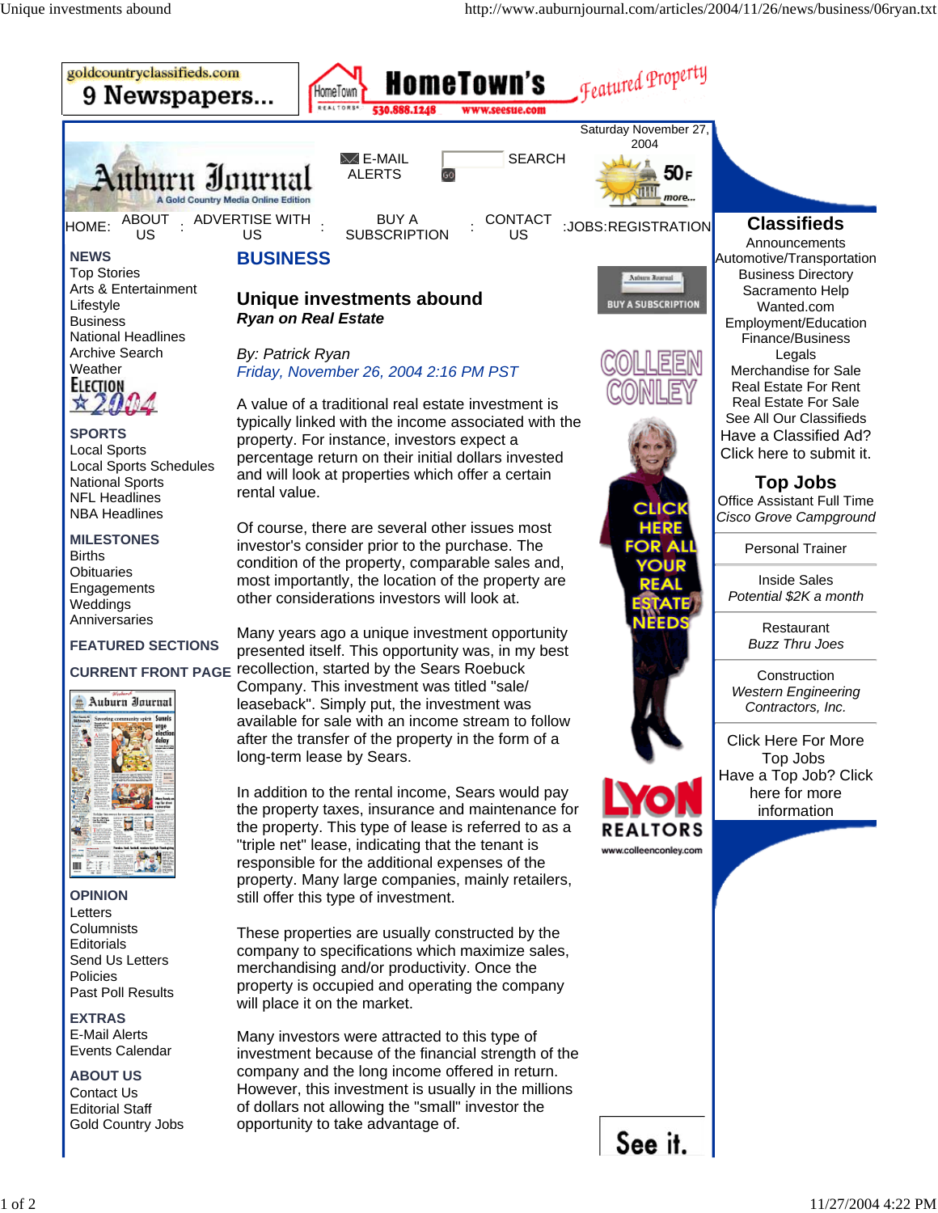# BUSINESS

## Unique investments abound

***Ryan on Real Estate***

*By: Patrick Ryan*
*Friday, November 26, 2004 2:16 PM PST*

A value of a traditional real estate investment is typically linked with the income associated with the property. For instance, investors expect a percentage return on their initial dollars invested and will look at properties which offer a certain rental value.

Of course, there are several other issues most investor's consider prior to the purchase. The condition of the property, comparable sales and, most importantly, the location of the property are other considerations investors will look at.

Many years ago a unique investment opportunity presented itself. This opportunity was, in my best recollection, started by the Sears Roebuck Company. This investment was titled "sale/ leaseback." Simply put, the investment was available for sale with an income stream to follow after the transfer of the property in the form of a long-term lease by Sears.

In addition to the rental income, Sears would pay the property taxes, insurance and maintenance for the property. This type of lease is referred to as a "triple net" lease, indicating that the tenant is responsible for the additional expenses of the property. Many large companies, mainly retailers, still offer this type of investment.

These properties are usually constructed by the company to specifications which maximize sales, merchandising and/or productivity. Once the property is occupied and operating the company will place it on the market.

Many investors were attracted to this type of investment because of the financial strength of the company and the long income offered in return. However, this investment is usually in the millions of dollars not allowing the "small" investor the opportunity to take advantage of.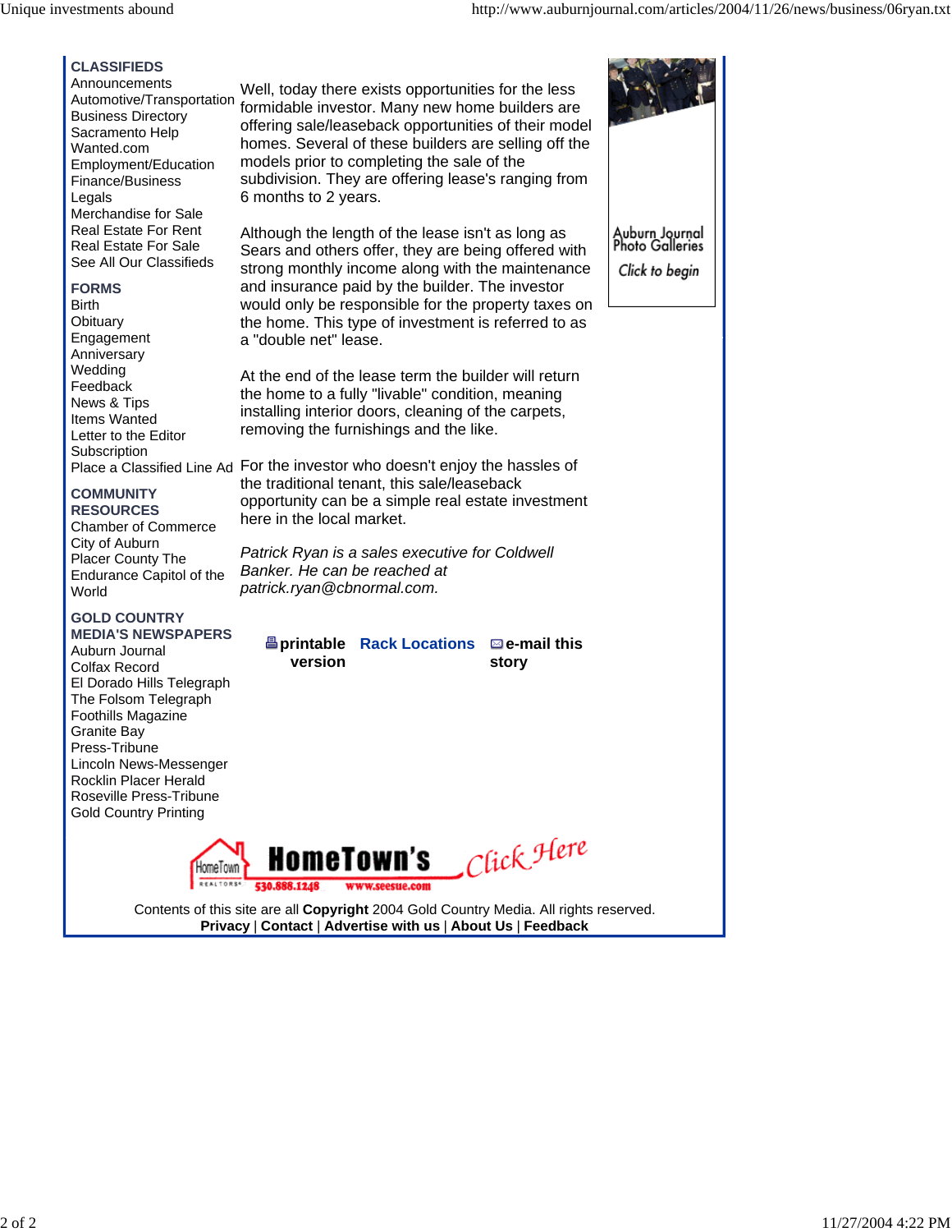**CLASSIFIEDS**

Announcements
Automotive/Transportation
Business Directory
Sacramento Help Wanted.com
Employment/Education
Finance/Business
Legals
Merchandise for Sale
Real Estate For Rent
Real Estate For Sale
See All Our Classifieds

**FORMS**

Birth
Obituary
Engagement
Anniversary
Wedding
Feedback
News & Tips
Items Wanted
Letter to the Editor
Subscription
Place a Classified Line Ad

**COMMUNITY RESOURCES**

Chamber of Commerce
City of Auburn
Placer County The Endurance Capitol of the World

**GOLD COUNTRY MEDIA'S NEWSPAPERS**

Auburn Journal
Colfax Record
El Dorado Hills Telegraph
The Folsom Telegraph
Foothills Magazine
Granite Bay Press-Tribune
Lincoln News-Messenger
Rocklin Placer Herald
Roseville Press-Tribune
Gold Country Printing

Well, today there exists opportunities for the less formidable investor. Many new home builders are offering sale/leaseback opportunities of their model homes. Several of these builders are selling off the models prior to completing the sale of the subdivision. They are offering lease's ranging from 6 months to 2 years.

Although the length of the lease isn't as long as Sears and others offer, they are being offered with strong monthly income along with the maintenance and insurance paid by the builder. The investor would only be responsible for the property taxes on the home. This type of investment is referred to as a "double net" lease.

At the end of the lease term the builder will return the home to a fully "livable" condition, meaning installing interior doors, cleaning of the carpets, removing the furnishings and the like.

For the investor who doesn't enjoy the hassles of the traditional tenant, this sale/leaseback opportunity can be a simple real estate investment here in the local market.

*Patrick Ryan is a sales executive for Coldwell Banker. He can be reached at patrick.ryan@cbnormal.com.*

**printable version** | **Rack Locations** | **e-mail this story**

Auburn Journal Photo Galleries
Click to begin

HomeTown's Click Here
530.888.1248 www.seesue.com

Contents of this site are all **Copyright** 2004 Gold Country Media. All rights reserved.
**Privacy** | **Contact** | **Advertise with us** | **About Us** | **Feedback**